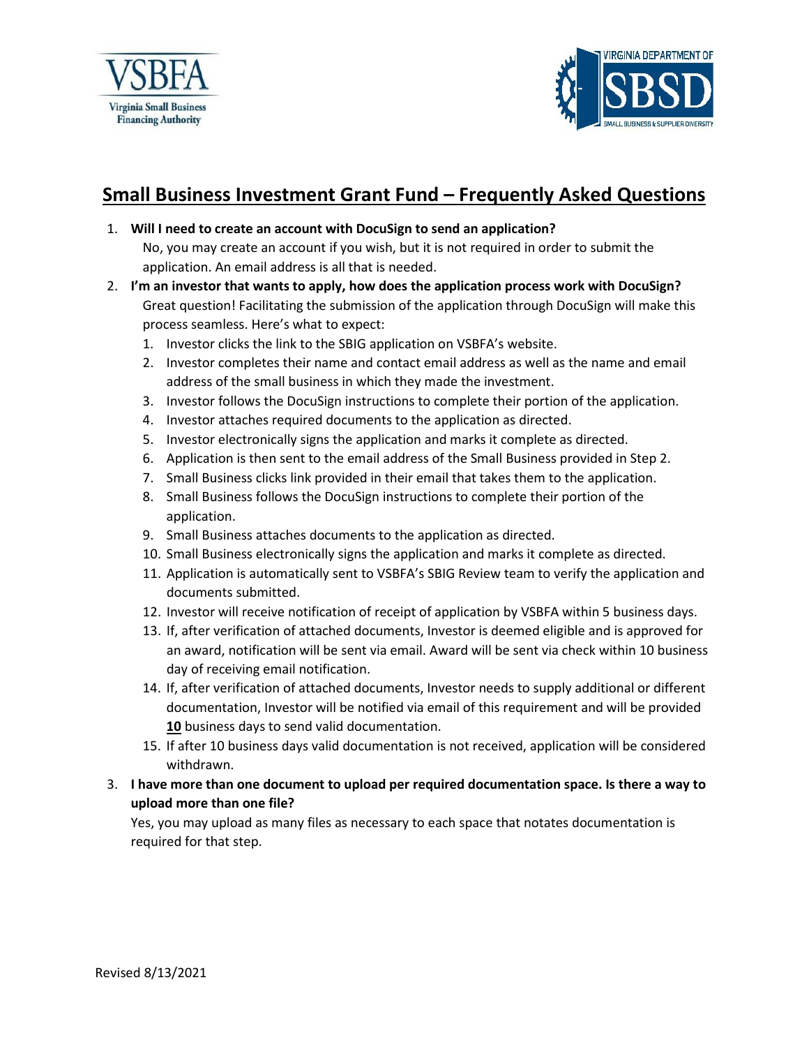## Small Business Investment Grant Fund – Frequently Asked Questions

1. **Will I need to create an account with DocuSign to send an application?**

   No, you may create an account if you wish, but it is not required in order to submit the application. An email address is all that is needed.

2. **I'm an investor that wants to apply, how does the application process work with DocuSign?**

   Great question! Facilitating the submission of the application through DocuSign will make this process seamless. Here's what to expect:

   1. Investor clicks the link to the SBIG application on VSBFA's website.
   2. Investor completes their name and contact email address as well as the name and email address of the small business in which they made the investment.
   3. Investor follows the DocuSign instructions to complete their portion of the application.
   4. Investor attaches required documents to the application as directed.
   5. Investor electronically signs the application and marks it complete as directed.
   6. Application is then sent to the email address of the Small Business provided in Step 2.
   7. Small Business clicks link provided in their email that takes them to the application.
   8. Small Business follows the DocuSign instructions to complete their portion of the application.
   9. Small Business attaches documents to the application as directed.
   10. Small Business electronically signs the application and marks it complete as directed.
   11. Application is automatically sent to VSBFA's SBIG Review team to verify the application and documents submitted.
   12. Investor will receive notification of receipt of application by VSBFA within 5 business days.
   13. If, after verification of attached documents, Investor is deemed eligible and is approved for an award, notification will be sent via email. Award will be sent via check within 10 business day of receiving email notification.
   14. If, after verification of attached documents, Investor needs to supply additional or different documentation, Investor will be notified via email of this requirement and will be provided **10** business days to send valid documentation.
   15. If after 10 business days valid documentation is not received, application will be considered withdrawn.

3. **I have more than one document to upload per required documentation space. Is there a way to upload more than one file?**

   Yes, you may upload as many files as necessary to each space that notates documentation is required for that step.

Revised 8/13/2021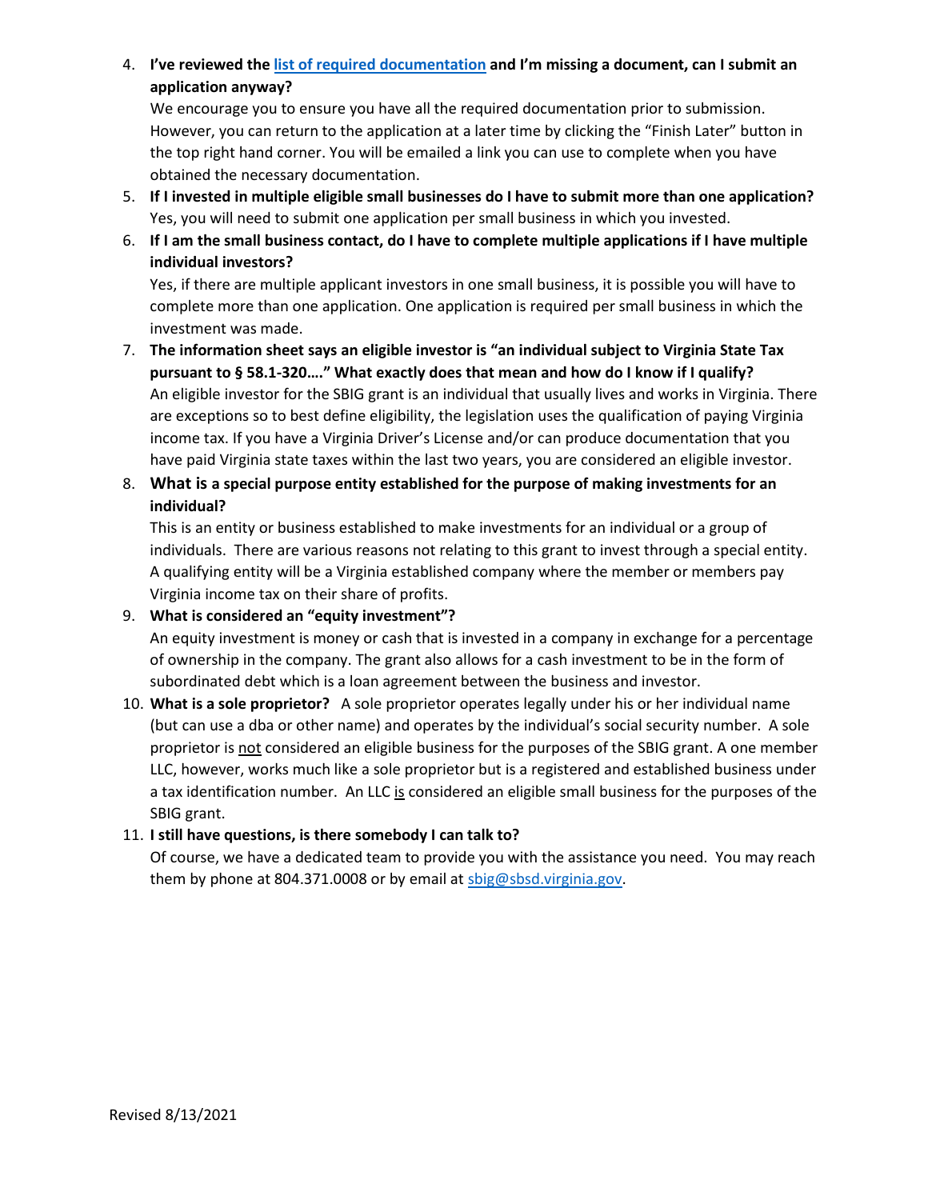4. **I've reviewed the [list of required documentation] and I'm missing a document, can I submit an application anyway?**
   We encourage you to ensure you have all the required documentation prior to submission. However, you can return to the application at a later time by clicking the "Finish Later" button in the top right hand corner. You will be emailed a link you can use to complete when you have obtained the necessary documentation.
5. **If I invested in multiple eligible small businesses do I have to submit more than one application?** Yes, you will need to submit one application per small business in which you invested.
6. **If I am the small business contact, do I have to complete multiple applications if I have multiple individual investors?**
   Yes, if there are multiple applicant investors in one small business, it is possible you will have to complete more than one application. One application is required per small business in which the investment was made.
7. **The information sheet says an eligible investor is "an individual subject to Virginia State Tax pursuant to § 58.1-320…." What exactly does that mean and how do I know if I qualify?**
   An eligible investor for the SBIG grant is an individual that usually lives and works in Virginia. There are exceptions so to best define eligibility, the legislation uses the qualification of paying Virginia income tax. If you have a Virginia Driver's License and/or can produce documentation that you have paid Virginia state taxes within the last two years, you are considered an eligible investor.
8. **What is a special purpose entity established for the purpose of making investments for an individual?**
   This is an entity or business established to make investments for an individual or a group of individuals. There are various reasons not relating to this grant to invest through a special entity. A qualifying entity will be a Virginia established company where the member or members pay Virginia income tax on their share of profits.
9. **What is considered an "equity investment"?**
   An equity investment is money or cash that is invested in a company in exchange for a percentage of ownership in the company. The grant also allows for a cash investment to be in the form of subordinated debt which is a loan agreement between the business and investor.
10. **What is a sole proprietor?** A sole proprietor operates legally under his or her individual name (but can use a dba or other name) and operates by the individual's social security number. A sole proprietor is not considered an eligible business for the purposes of the SBIG grant. A one member LLC, however, works much like a sole proprietor but is a registered and established business under a tax identification number. An LLC is considered an eligible small business for the purposes of the SBIG grant.
11. **I still have questions, is there somebody I can talk to?**
    Of course, we have a dedicated team to provide you with the assistance you need. You may reach them by phone at 804.371.0008 or by email at sbig@sbsd.virginia.gov.

Revised 8/13/2021